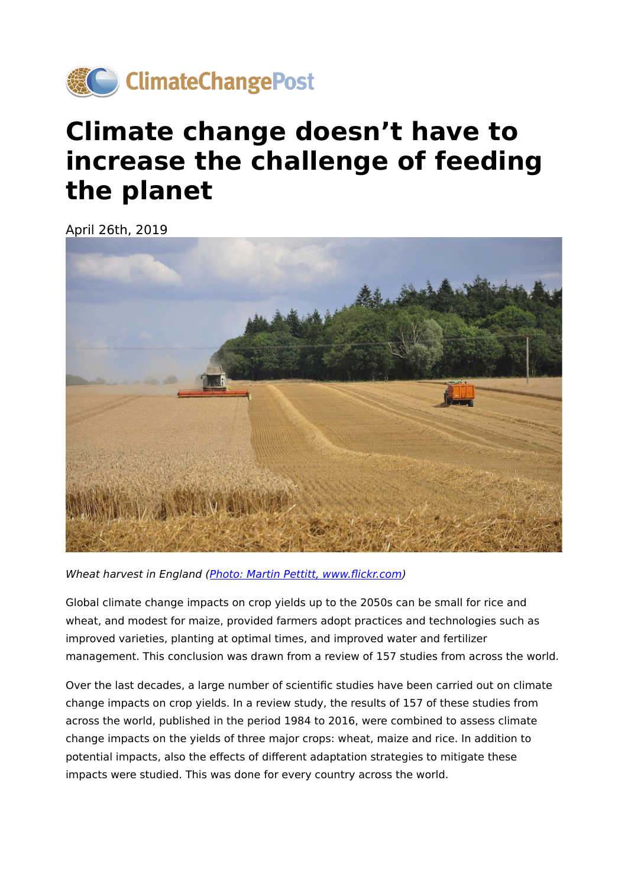ClimateChangePost

# Climate change doesn't have to increase the challenge of feeding the planet

April 26th, 2019

*Wheat harvest in England (Photo: Martin Pettitt, www.flickr.com)*

Global climate change impacts on crop yields up to the 2050s can be small for rice and wheat, and modest for maize, provided farmers adopt practices and technologies such as improved varieties, planting at optimal times, and improved water and fertilizer management. This conclusion was drawn from a review of 157 studies from across the world.

Over the last decades, a large number of scientific studies have been carried out on climate change impacts on crop yields. In a review study, the results of 157 of these studies from across the world, published in the period 1984 to 2016, were combined to assess climate change impacts on the yields of three major crops: wheat, maize and rice. In addition to potential impacts, also the effects of different adaptation strategies to mitigate these impacts were studied. This was done for every country across the world.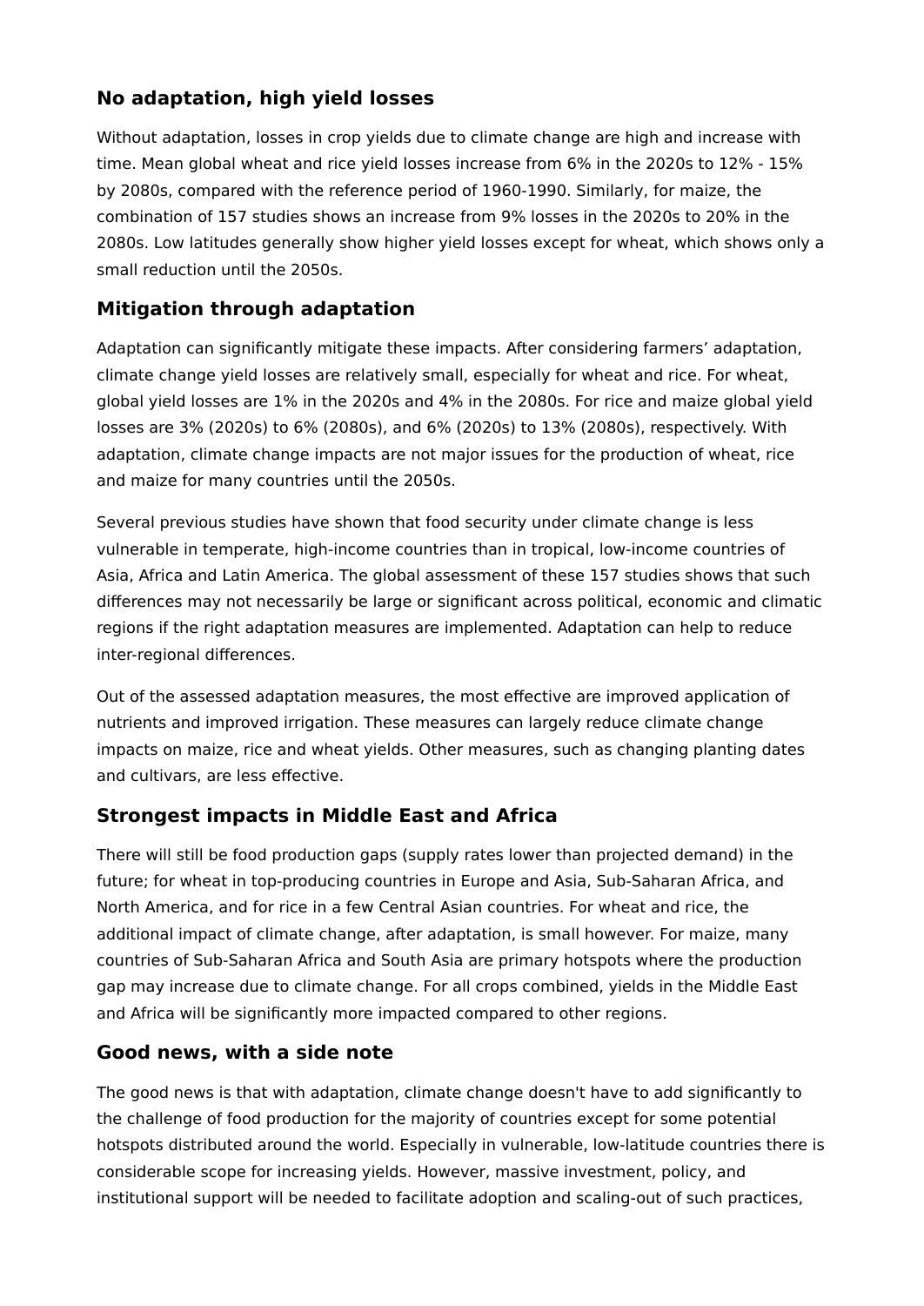## No adaptation, high yield losses

Without adaptation, losses in crop yields due to climate change are high and increase with time. Mean global wheat and rice yield losses increase from 6% in the 2020s to 12% - 15% by 2080s, compared with the reference period of 1960-1990. Similarly, for maize, the combination of 157 studies shows an increase from 9% losses in the 2020s to 20% in the 2080s. Low latitudes generally show higher yield losses except for wheat, which shows only a small reduction until the 2050s.

## Mitigation through adaptation

Adaptation can significantly mitigate these impacts. After considering farmers' adaptation, climate change yield losses are relatively small, especially for wheat and rice. For wheat, global yield losses are 1% in the 2020s and 4% in the 2080s. For rice and maize global yield losses are 3% (2020s) to 6% (2080s), and 6% (2020s) to 13% (2080s), respectively. With adaptation, climate change impacts are not major issues for the production of wheat, rice and maize for many countries until the 2050s.

Several previous studies have shown that food security under climate change is less vulnerable in temperate, high-income countries than in tropical, low-income countries of Asia, Africa and Latin America. The global assessment of these 157 studies shows that such differences may not necessarily be large or significant across political, economic and climatic regions if the right adaptation measures are implemented. Adaptation can help to reduce inter-regional differences.

Out of the assessed adaptation measures, the most effective are improved application of nutrients and improved irrigation. These measures can largely reduce climate change impacts on maize, rice and wheat yields. Other measures, such as changing planting dates and cultivars, are less effective.

## Strongest impacts in Middle East and Africa

There will still be food production gaps (supply rates lower than projected demand) in the future; for wheat in top-producing countries in Europe and Asia, Sub-Saharan Africa, and North America, and for rice in a few Central Asian countries. For wheat and rice, the additional impact of climate change, after adaptation, is small however. For maize, many countries of Sub-Saharan Africa and South Asia are primary hotspots where the production gap may increase due to climate change. For all crops combined, yields in the Middle East and Africa will be significantly more impacted compared to other regions.

## Good news, with a side note

The good news is that with adaptation, climate change doesn't have to add significantly to the challenge of food production for the majority of countries except for some potential hotspots distributed around the world. Especially in vulnerable, low-latitude countries there is considerable scope for increasing yields. However, massive investment, policy, and institutional support will be needed to facilitate adoption and scaling-out of such practices,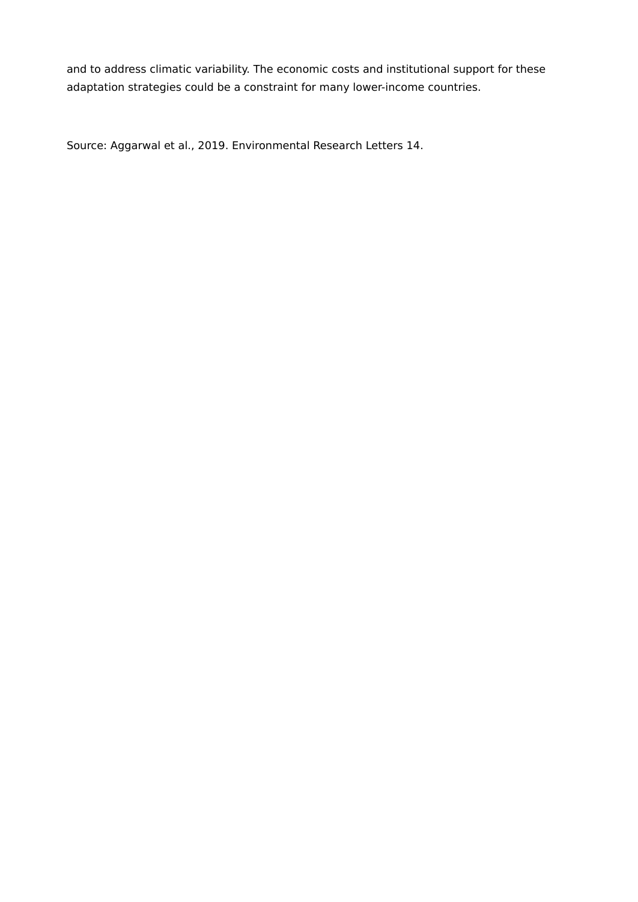and to address climatic variability. The economic costs and institutional support for these adaptation strategies could be a constraint for many lower-income countries.

Source: Aggarwal et al., 2019. Environmental Research Letters 14.